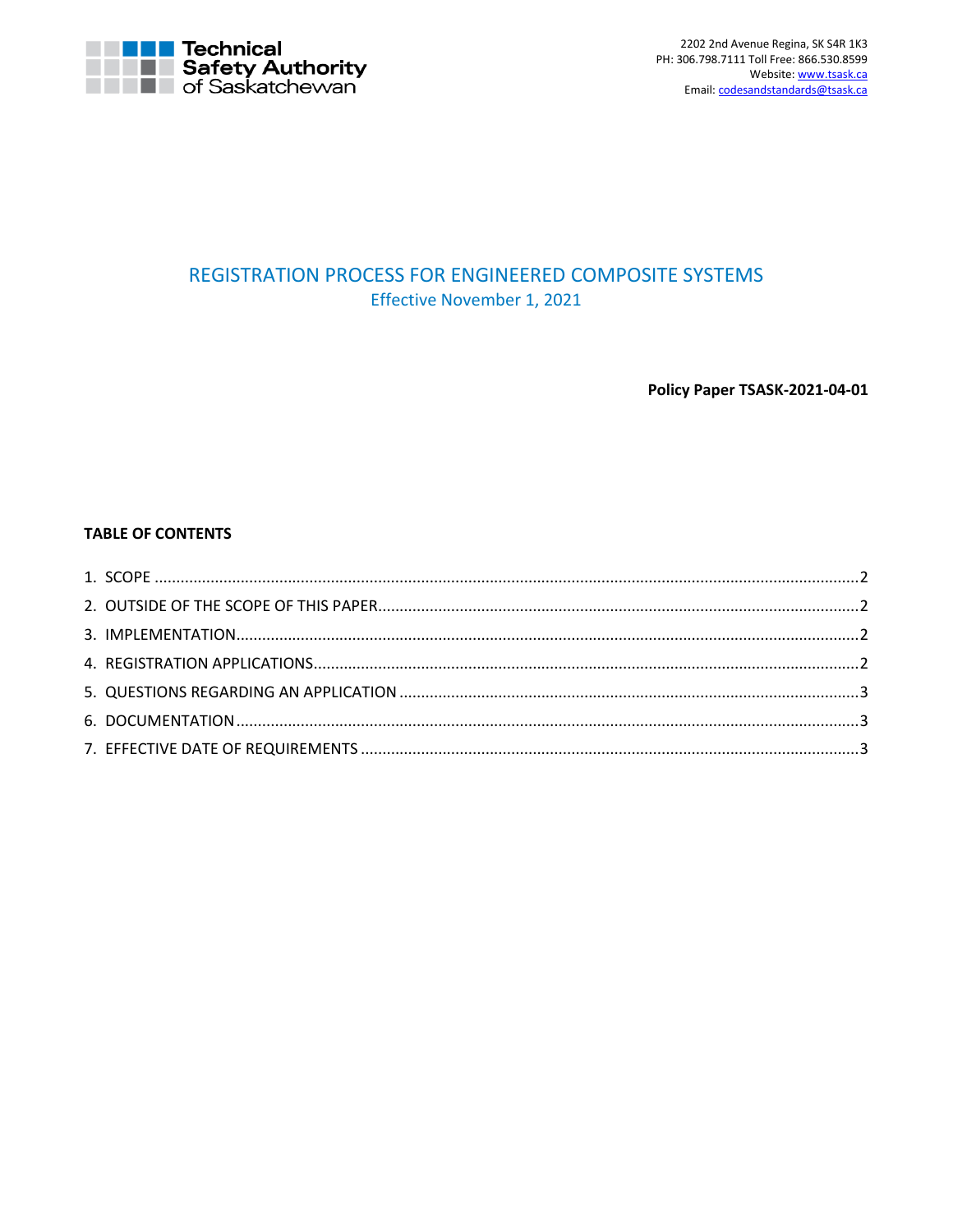Technical Safety Authority of Saskatchewan

2202 2nd Avenue Regina, SK S4R 1K3
PH: 306.798.7111 Toll Free: 866.530.8599
Website: www.tsask.ca
Email: codesandstandards@tsask.ca

# REGISTRATION PROCESS FOR ENGINEERED COMPOSITE SYSTEMS

Effective November 1, 2021

**Policy Paper TSASK-2021-04-01**

**TABLE OF CONTENTS**

1. SCOPE ..... 2
2. OUTSIDE OF THE SCOPE OF THIS PAPER ..... 2
3. IMPLEMENTATION ..... 2
4. REGISTRATION APPLICATIONS ..... 2
5. QUESTIONS REGARDING AN APPLICATION ..... 3
6. DOCUMENTATION ..... 3
7. EFFECTIVE DATE OF REQUIREMENTS ..... 3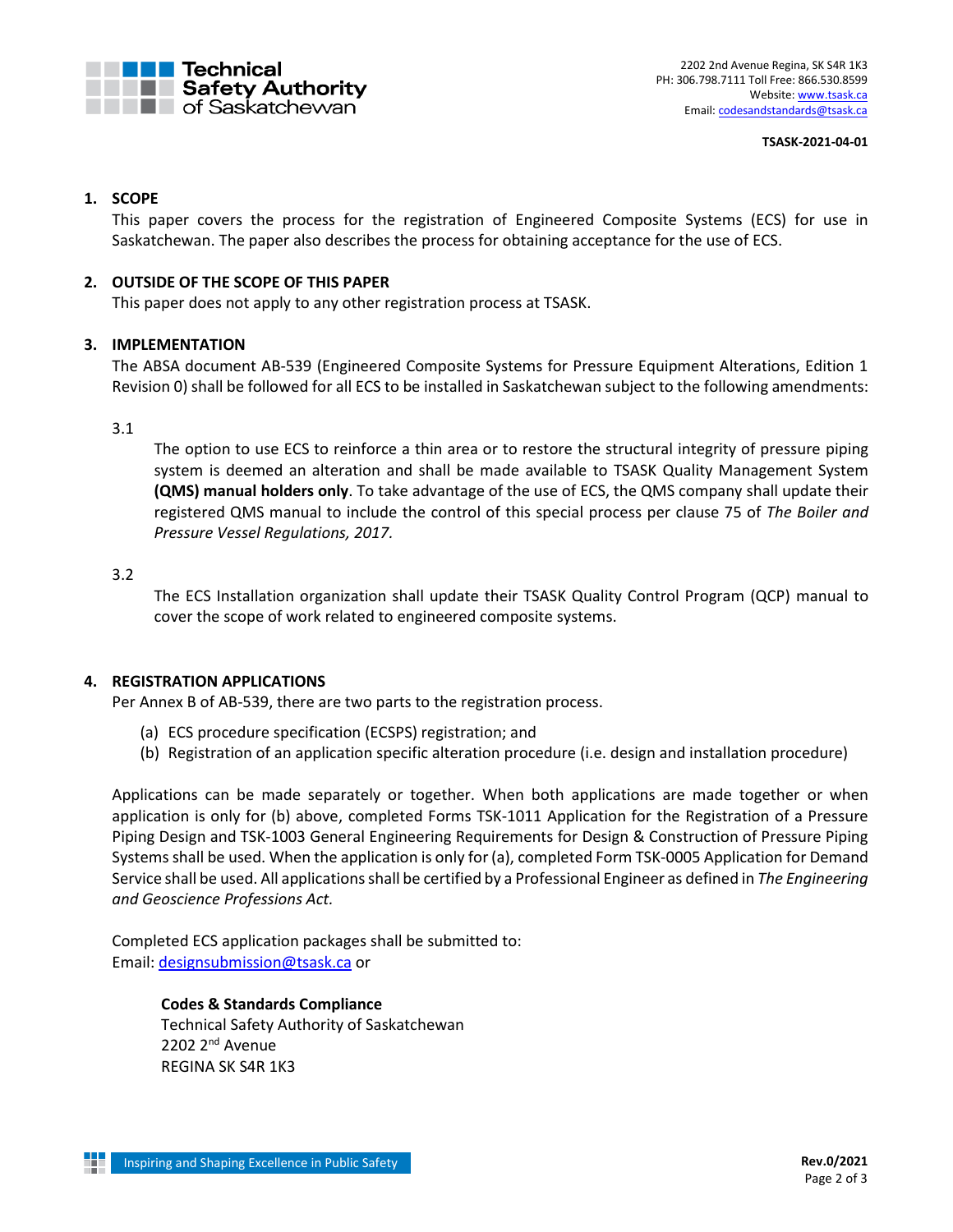**TSASK-2021-04-01**

## 1. SCOPE

This paper covers the process for the registration of Engineered Composite Systems (ECS) for use in Saskatchewan. The paper also describes the process for obtaining acceptance for the use of ECS.

## 2. OUTSIDE OF THE SCOPE OF THIS PAPER

This paper does not apply to any other registration process at TSASK.

## 3. IMPLEMENTATION

The ABSA document AB-539 (Engineered Composite Systems for Pressure Equipment Alterations, Edition 1 Revision 0) shall be followed for all ECS to be installed in Saskatchewan subject to the following amendments:

3.1

The option to use ECS to reinforce a thin area or to restore the structural integrity of pressure piping system is deemed an alteration and shall be made available to TSASK Quality Management System **(QMS) manual holders only**. To take advantage of the use of ECS, the QMS company shall update their registered QMS manual to include the control of this special process per clause 75 of *The Boiler and Pressure Vessel Regulations, 2017.*

3.2

The ECS Installation organization shall update their TSASK Quality Control Program (QCP) manual to cover the scope of work related to engineered composite systems.

## 4. REGISTRATION APPLICATIONS

Per Annex B of AB-539, there are two parts to the registration process.

(a) ECS procedure specification (ECSPS) registration; and
(b) Registration of an application specific alteration procedure (i.e. design and installation procedure)

Applications can be made separately or together. When both applications are made together or when application is only for (b) above, completed Forms TSK-1011 Application for the Registration of a Pressure Piping Design and TSK-1003 General Engineering Requirements for Design & Construction of Pressure Piping Systems shall be used. When the application is only for (a), completed Form TSK-0005 Application for Demand Service shall be used. All applications shall be certified by a Professional Engineer as defined in *The Engineering and Geoscience Professions Act.*

Completed ECS application packages shall be submitted to:
Email: designsubmission@tsask.ca or

**Codes & Standards Compliance**
Technical Safety Authority of Saskatchewan
2202 2nd Avenue
REGINA SK S4R 1K3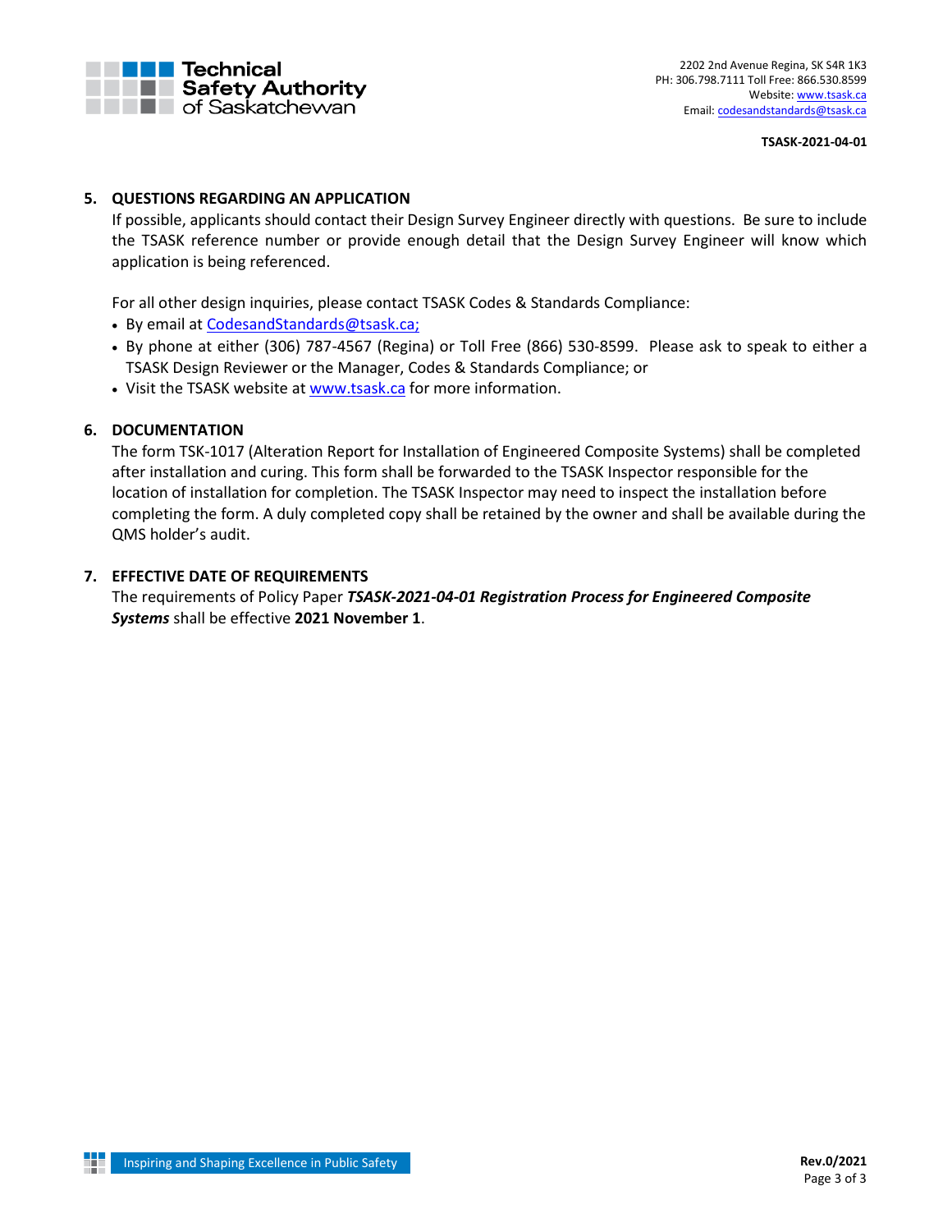## 5. QUESTIONS REGARDING AN APPLICATION

If possible, applicants should contact their Design Survey Engineer directly with questions. Be sure to include the TSASK reference number or provide enough detail that the Design Survey Engineer will know which application is being referenced.

For all other design inquiries, please contact TSASK Codes & Standards Compliance:

- By email at CodesandStandards@tsask.ca;
- By phone at either (306) 787-4567 (Regina) or Toll Free (866) 530-8599. Please ask to speak to either a TSASK Design Reviewer or the Manager, Codes & Standards Compliance; or
- Visit the TSASK website at www.tsask.ca for more information.

## 6. DOCUMENTATION

The form TSK-1017 (Alteration Report for Installation of Engineered Composite Systems) shall be completed after installation and curing. This form shall be forwarded to the TSASK Inspector responsible for the location of installation for completion. The TSASK Inspector may need to inspect the installation before completing the form. A duly completed copy shall be retained by the owner and shall be available during the QMS holder's audit.

## 7. EFFECTIVE DATE OF REQUIREMENTS

The requirements of Policy Paper ***TSASK-2021-04-01 Registration Process for Engineered Composite Systems*** shall be effective **2021 November 1**.